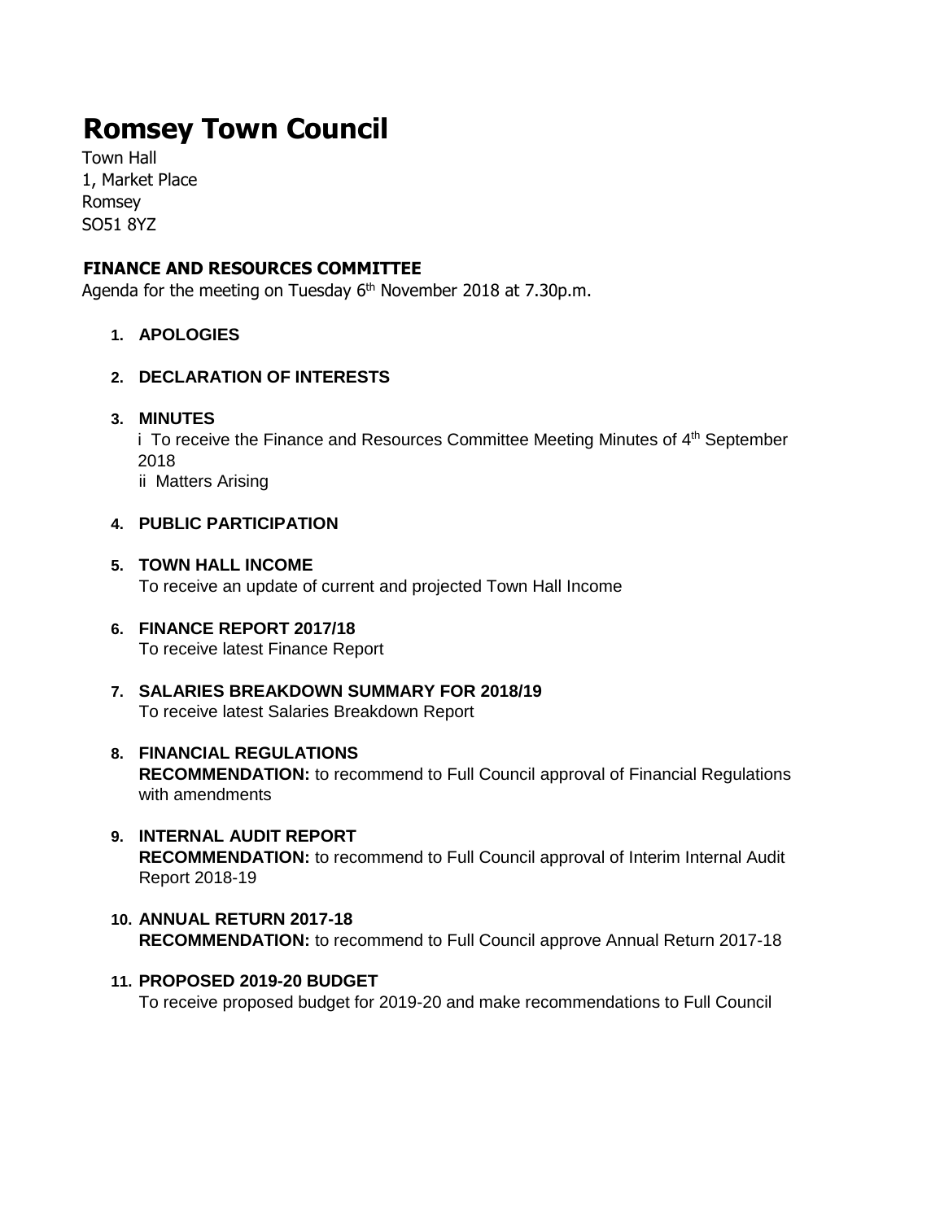# Romsey Town Council

Town Hall
1, Market Place
Romsey
SO51 8YZ

## FINANCE AND RESOURCES COMMITTEE

Agenda for the meeting on Tuesday 6th November 2018 at 7.30p.m.

1. **APOLOGIES**

2. **DECLARATION OF INTERESTS**

3. **MINUTES**
   i To receive the Finance and Resources Committee Meeting Minutes of 4th September 2018
   ii Matters Arising

4. **PUBLIC PARTICIPATION**

5. **TOWN HALL INCOME**
   To receive an update of current and projected Town Hall Income

6. **FINANCE REPORT 2017/18**
   To receive latest Finance Report

7. **SALARIES BREAKDOWN SUMMARY FOR 2018/19**
   To receive latest Salaries Breakdown Report

8. **FINANCIAL REGULATIONS**
   **RECOMMENDATION:** to recommend to Full Council approval of Financial Regulations with amendments

9. **INTERNAL AUDIT REPORT**
   **RECOMMENDATION:** to recommend to Full Council approval of Interim Internal Audit Report 2018-19

10. **ANNUAL RETURN 2017-18**
    **RECOMMENDATION:** to recommend to Full Council approve Annual Return 2017-18

11. **PROPOSED 2019-20 BUDGET**
    To receive proposed budget for 2019-20 and make recommendations to Full Council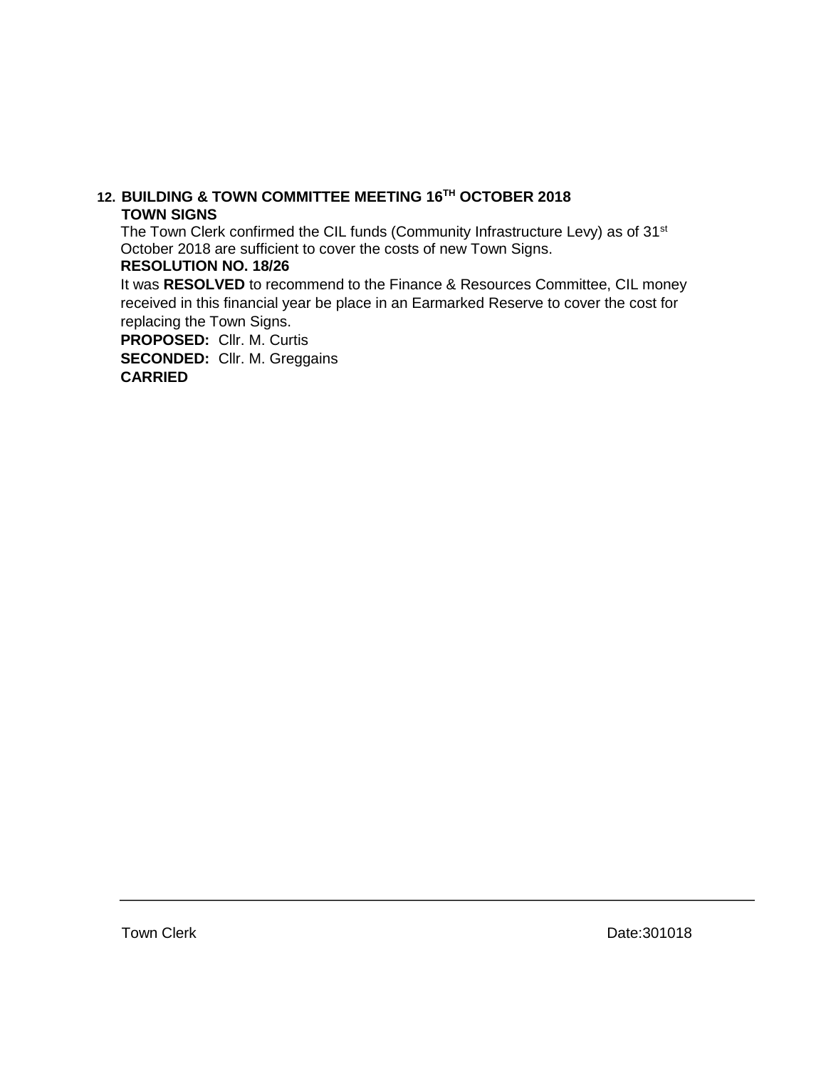**12. BUILDING & TOWN COMMITTEE MEETING 16TH OCTOBER 2018**

**TOWN SIGNS**

The Town Clerk confirmed the CIL funds (Community Infrastructure Levy) as of 31st October 2018 are sufficient to cover the costs of new Town Signs.

**RESOLUTION NO. 18/26**

It was **RESOLVED** to recommend to the Finance & Resources Committee, CIL money received in this financial year be place in an Earmarked Reserve to cover the cost for replacing the Town Signs.

**PROPOSED:** Cllr. M. Curtis

**SECONDED:** Cllr. M. Greggains

**CARRIED**

---

Town Clerk Date:301018